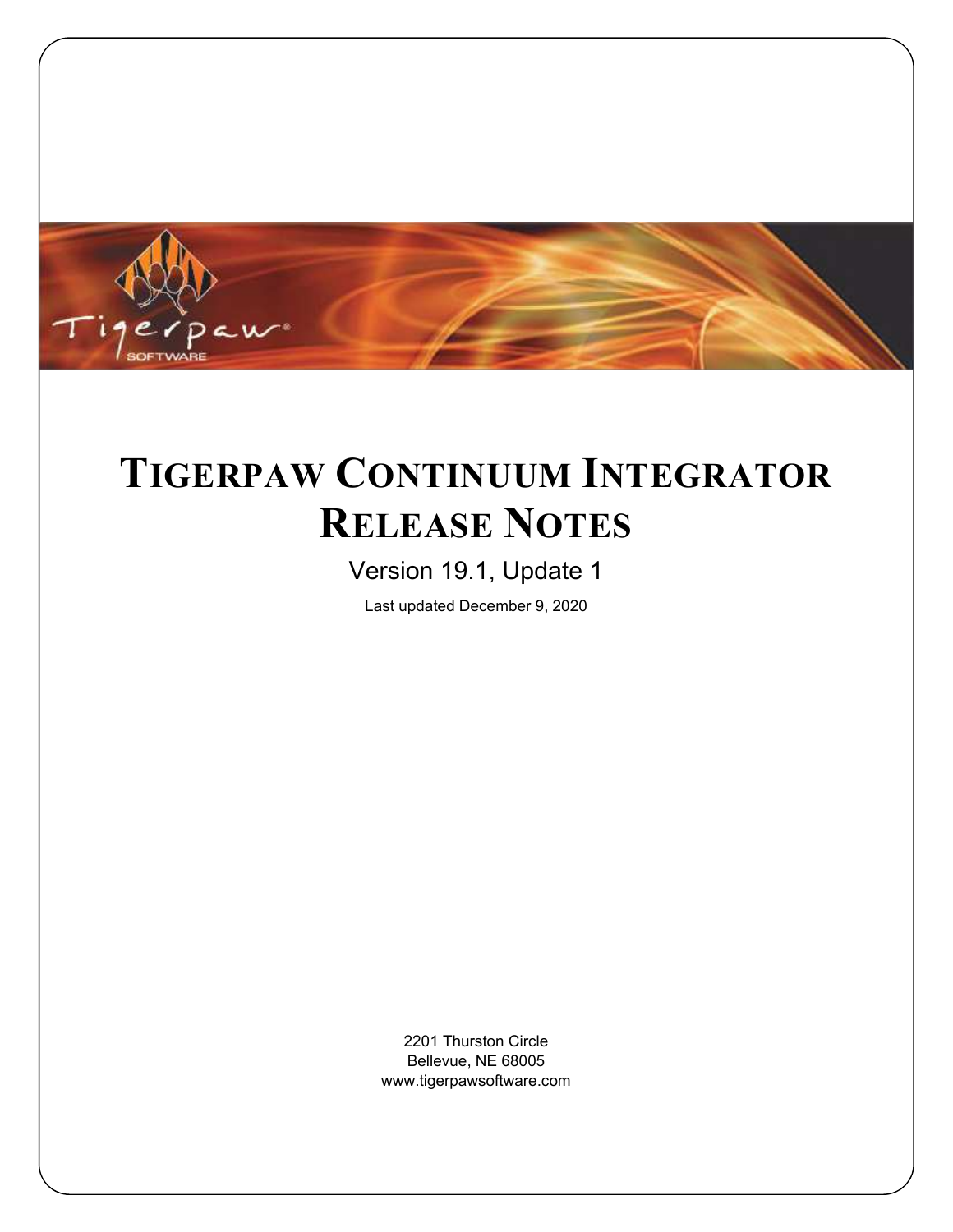# Tigerpaw Continuum Integrator Release Notes

Version 19.1, Update 1

Last updated December 9, 2020

2201 Thurston Circle
Bellevue, NE 68005
www.tigerpawsoftware.com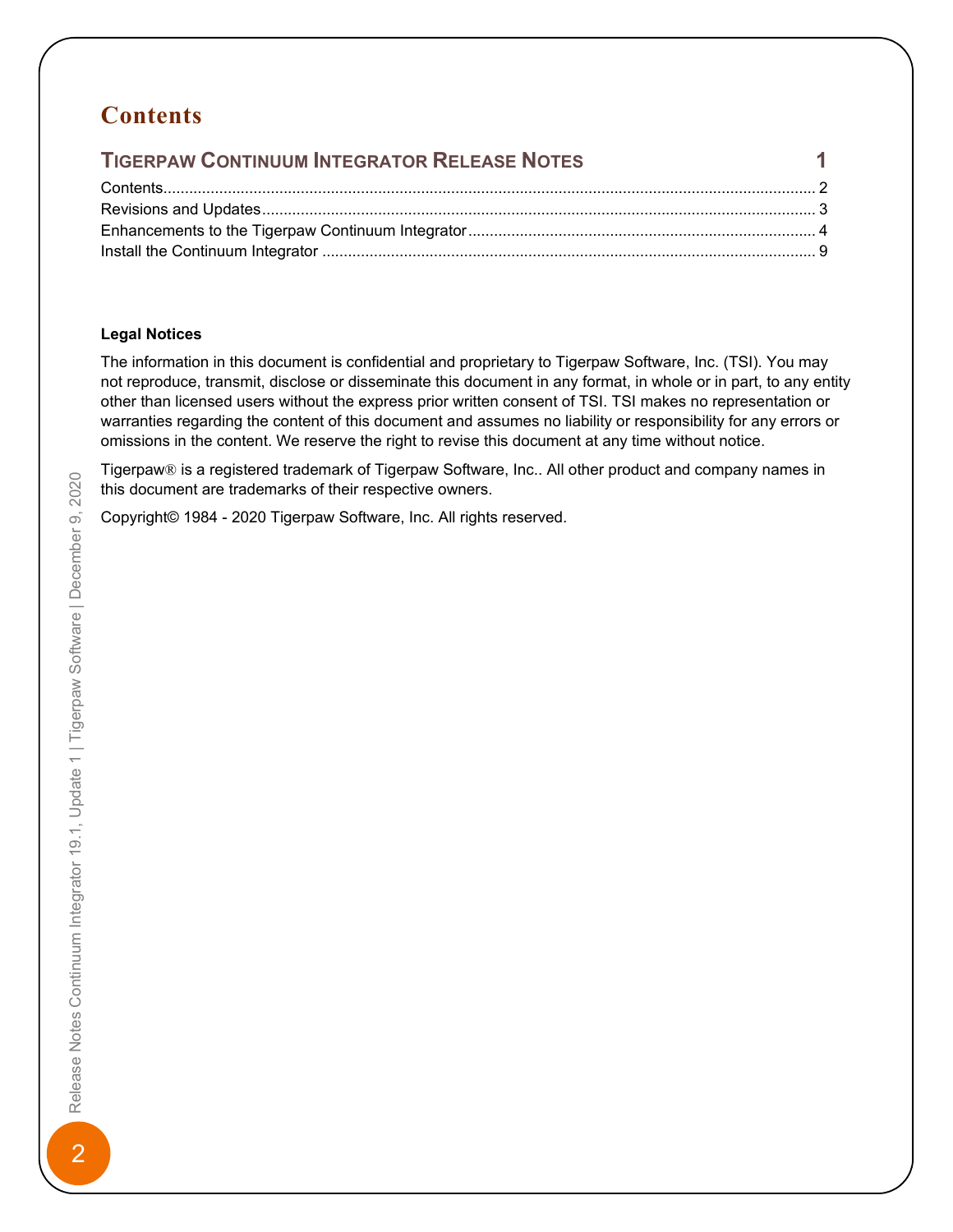# Contents

**TIGERPAW CONTINUUM INTEGRATOR RELEASE NOTES** 1

Contents 2
Revisions and Updates 3
Enhancements to the Tigerpaw Continuum Integrator 4
Install the Continuum Integrator 9

**Legal Notices**

The information in this document is confidential and proprietary to Tigerpaw Software, Inc. (TSI). You may not reproduce, transmit, disclose or disseminate this document in any format, in whole or in part, to any entity other than licensed users without the express prior written consent of TSI. TSI makes no representation or warranties regarding the content of this document and assumes no liability or responsibility for any errors or omissions in the content. We reserve the right to revise this document at any time without notice.

Tigerpaw® is a registered trademark of Tigerpaw Software, Inc.. All other product and company names in this document are trademarks of their respective owners.

Copyright© 1984 - 2020 Tigerpaw Software, Inc. All rights reserved.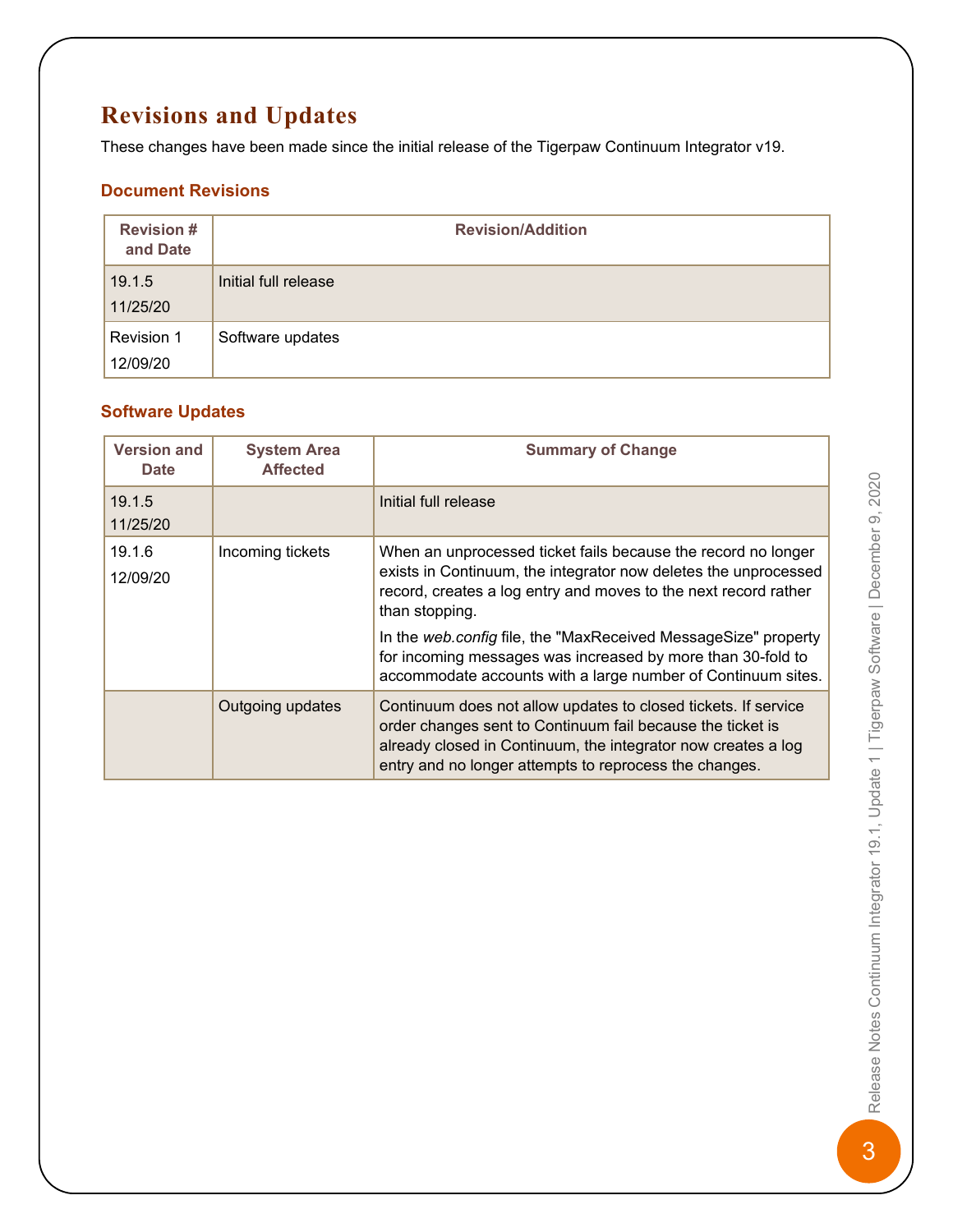# Revisions and Updates

These changes have been made since the initial release of the Tigerpaw Continuum Integrator v19.

## Document Revisions

| Revision # and Date | Revision/Addition |
|---|---|
| 19.1.5 11/25/20 | Initial full release |
| Revision 1 12/09/20 | Software updates |

## Software Updates

| Version and Date | System Area Affected | Summary of Change |
|---|---|---|
| 19.1.5 11/25/20 | | Initial full release |
| 19.1.6 12/09/20 | Incoming tickets | When an unprocessed ticket fails because the record no longer exists in Continuum, the integrator now deletes the unprocessed record, creates a log entry and moves to the next record rather than stopping. In the *web.config* file, the "MaxReceived MessageSize" property for incoming messages was increased by more than 30-fold to accommodate accounts with a large number of Continuum sites. |
| | Outgoing updates | Continuum does not allow updates to closed tickets. If service order changes sent to Continuum fail because the ticket is already closed in Continuum, the integrator now creates a log entry and no longer attempts to reprocess the changes. |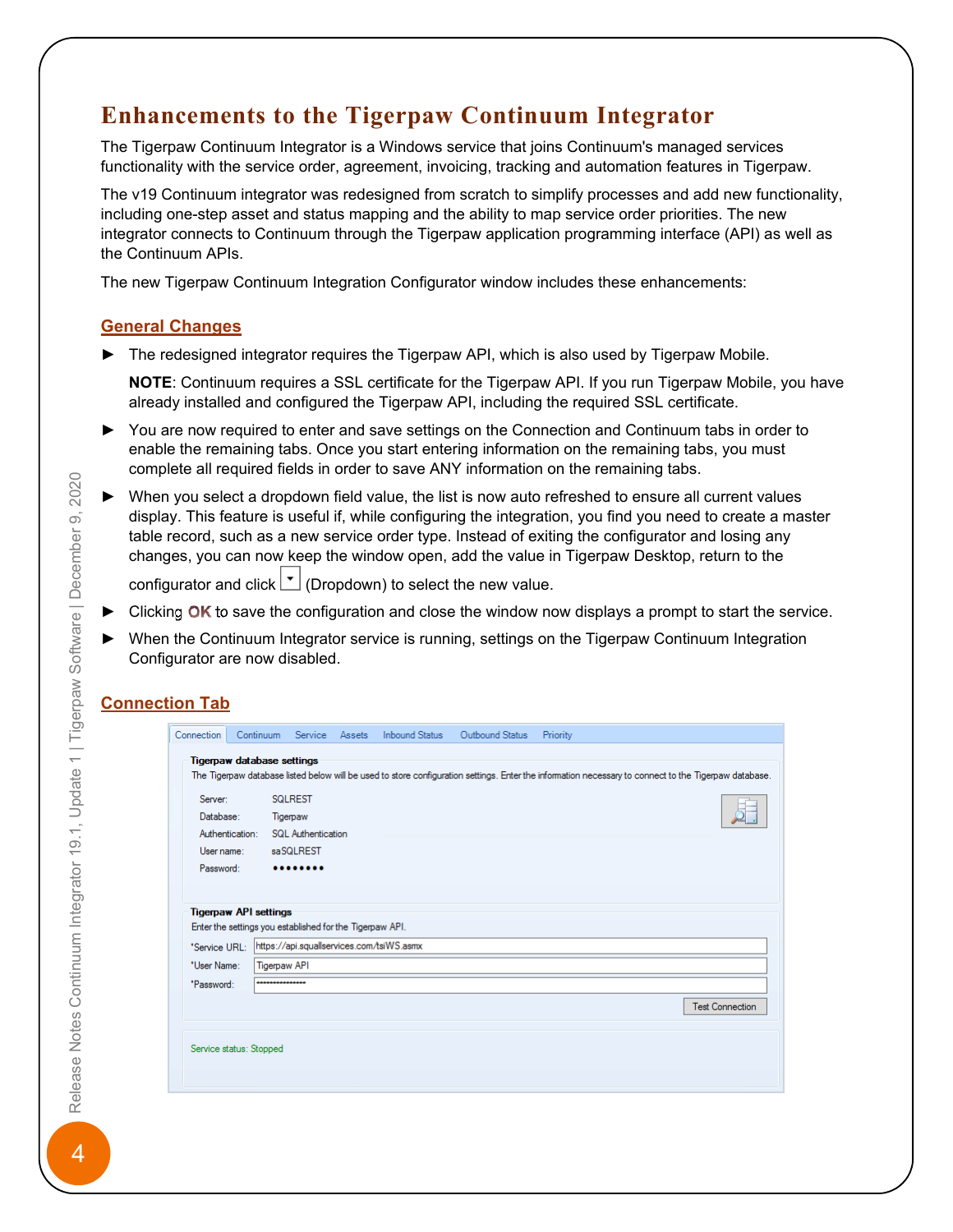# Enhancements to the Tigerpaw Continuum Integrator

The Tigerpaw Continuum Integrator is a Windows service that joins Continuum's managed services functionality with the service order, agreement, invoicing, tracking and automation features in Tigerpaw.

The v19 Continuum integrator was redesigned from scratch to simplify processes and add new functionality, including one-step asset and status mapping and the ability to map service order priorities. The new integrator connects to Continuum through the Tigerpaw application programming interface (API) as well as the Continuum APIs.

The new Tigerpaw Continuum Integration Configurator window includes these enhancements:

## General Changes

- The redesigned integrator requires the Tigerpaw API, which is also used by Tigerpaw Mobile.

  **NOTE**: Continuum requires a SSL certificate for the Tigerpaw API. If you run Tigerpaw Mobile, you have already installed and configured the Tigerpaw API, including the required SSL certificate.

- You are now required to enter and save settings on the Connection and Continuum tabs in order to enable the remaining tabs. Once you start entering information on the remaining tabs, you must complete all required fields in order to save ANY information on the remaining tabs.
- When you select a dropdown field value, the list is now auto refreshed to ensure all current values display. This feature is useful if, while configuring the integration, you find you need to create a master table record, such as a new service order type. Instead of exiting the configurator and losing any changes, you can now keep the window open, add the value in Tigerpaw Desktop, return to the configurator and click (Dropdown) to select the new value.
- Clicking **OK** to save the configuration and close the window now displays a prompt to start the service.
- When the Continuum Integrator service is running, settings on the Tigerpaw Continuum Integration Configurator are now disabled.

## Connection Tab

Connection | Continuum | Service | Assets | Inbound Status | Outbound Status | Priority

**Tigerpaw database settings**

The Tigerpaw database listed below will be used to store configuration settings. Enter the information necessary to connect to the Tigerpaw database.

Server: SQLREST
Database: Tigerpaw
Authentication: SQL Authentication
User name: saSQLREST
Password: ••••••••

**Tigerpaw API settings**

Enter the settings you established for the Tigerpaw API.

*Service URL: https://api.squallservices.com/tsiWS.asmx
*User Name: Tigerpaw API
*Password: •••••••••••••••

Test Connection

Service status: Stopped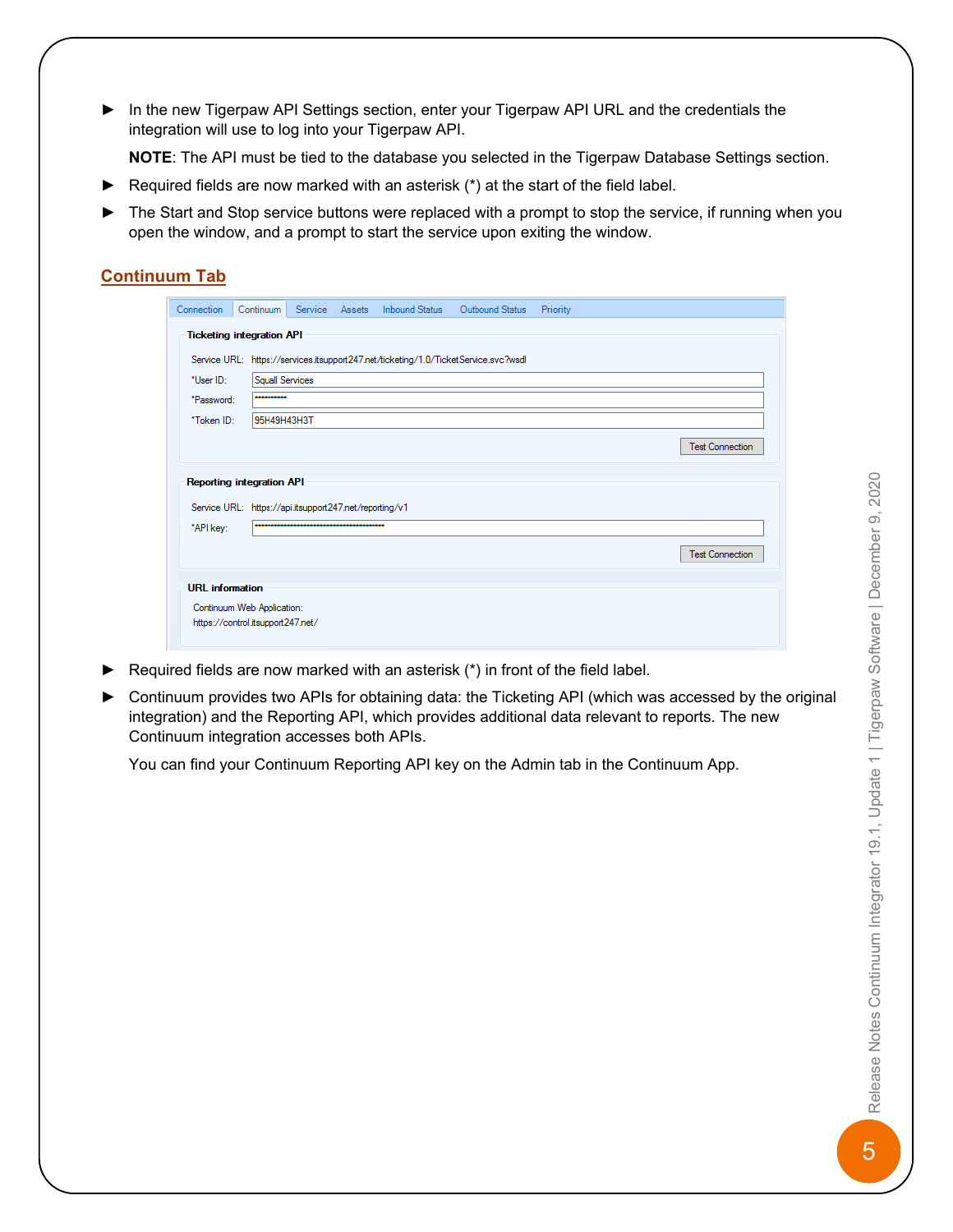- In the new Tigerpaw API Settings section, enter your Tigerpaw API URL and the credentials the integration will use to log into your Tigerpaw API.

  **NOTE**: The API must be tied to the database you selected in the Tigerpaw Database Settings section.
- Required fields are now marked with an asterisk (*) at the start of the field label.
- The Start and Stop service buttons were replaced with a prompt to stop the service, if running when you open the window, and a prompt to start the service upon exiting the window.

## Continuum Tab

- Required fields are now marked with an asterisk (*) in front of the field label.
- Continuum provides two APIs for obtaining data: the Ticketing API (which was accessed by the original integration) and the Reporting API, which provides additional data relevant to reports. The new Continuum integration accesses both APIs.

  You can find your Continuum Reporting API key on the Admin tab in the Continuum App.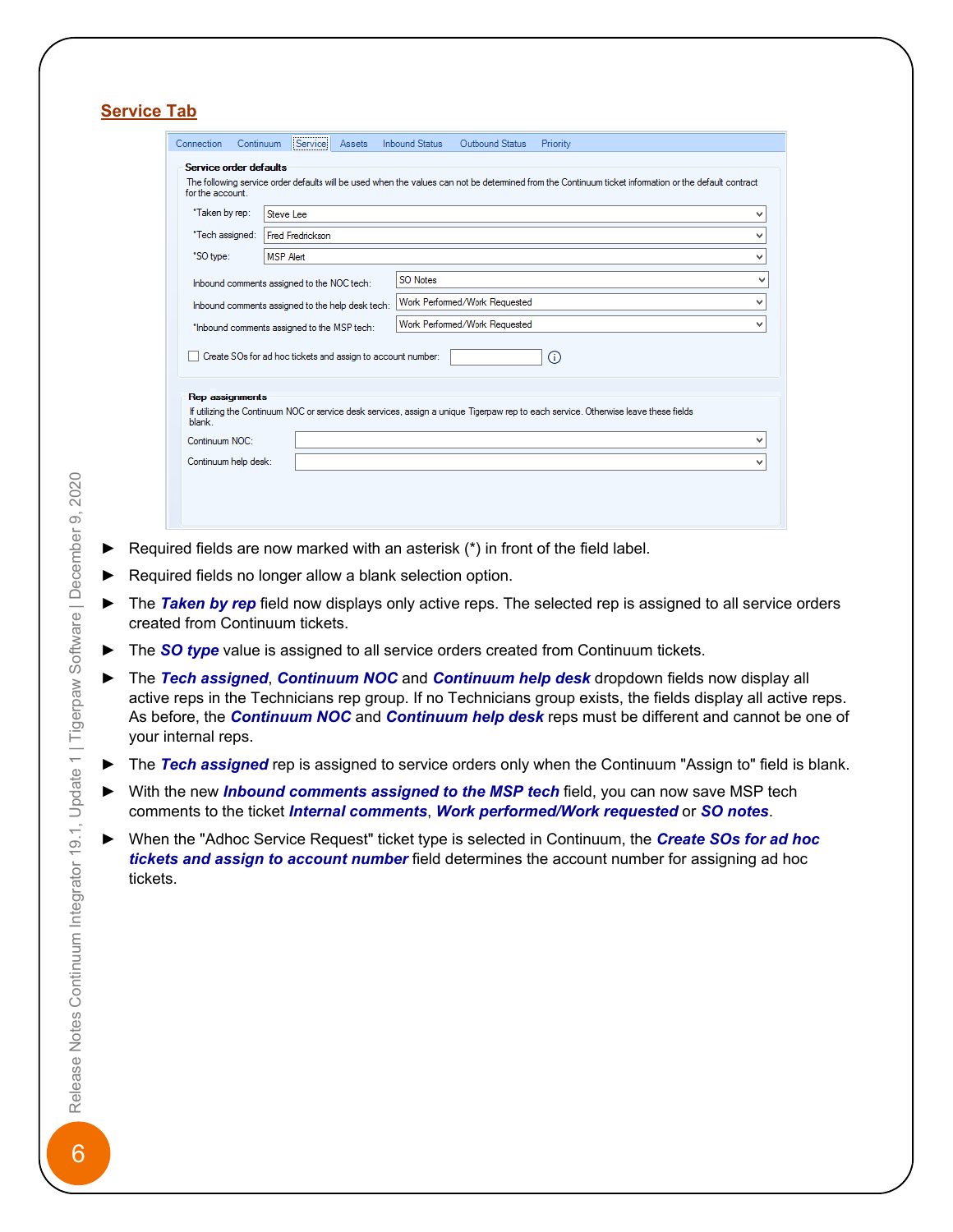## Service Tab

Connection | Continuum | Service | Assets | Inbound Status | Outbound Status | Priority

**Service order defaults**

The following service order defaults will be used when the values can not be determined from the Continuum ticket information or the default contract for the account.

*Taken by rep: Steve Lee

*Tech assigned: Fred Fredrickson

*SO type: MSP Alert

Inbound comments assigned to the NOC tech: SO Notes

Inbound comments assigned to the help desk tech: Work Performed/Work Requested

*Inbound comments assigned to the MSP tech: Work Performed/Work Requested

☐ Create SOs for ad hoc tickets and assign to account number:

**Rep assignments**

If utilizing the Continuum NOC or service desk services, assign a unique Tigerpaw rep to each service. Otherwise leave these fields blank.

Continuum NOC:

Continuum help desk:

- Required fields are now marked with an asterisk (*) in front of the field label.
- Required fields no longer allow a blank selection option.
- The ***Taken by rep*** field now displays only active reps. The selected rep is assigned to all service orders created from Continuum tickets.
- The ***SO type*** value is assigned to all service orders created from Continuum tickets.
- The ***Tech assigned***, ***Continuum NOC*** and ***Continuum help desk*** dropdown fields now display all active reps in the Technicians rep group. If no Technicians group exists, the fields display all active reps. As before, the ***Continuum NOC*** and ***Continuum help desk*** reps must be different and cannot be one of your internal reps.
- The ***Tech assigned*** rep is assigned to service orders only when the Continuum "Assign to" field is blank.
- With the new ***Inbound comments assigned to the MSP tech*** field, you can now save MSP tech comments to the ticket ***Internal comments***, ***Work performed/Work requested*** or ***SO notes***.
- When the "Adhoc Service Request" ticket type is selected in Continuum, the ***Create SOs for ad hoc tickets and assign to account number*** field determines the account number for assigning ad hoc tickets.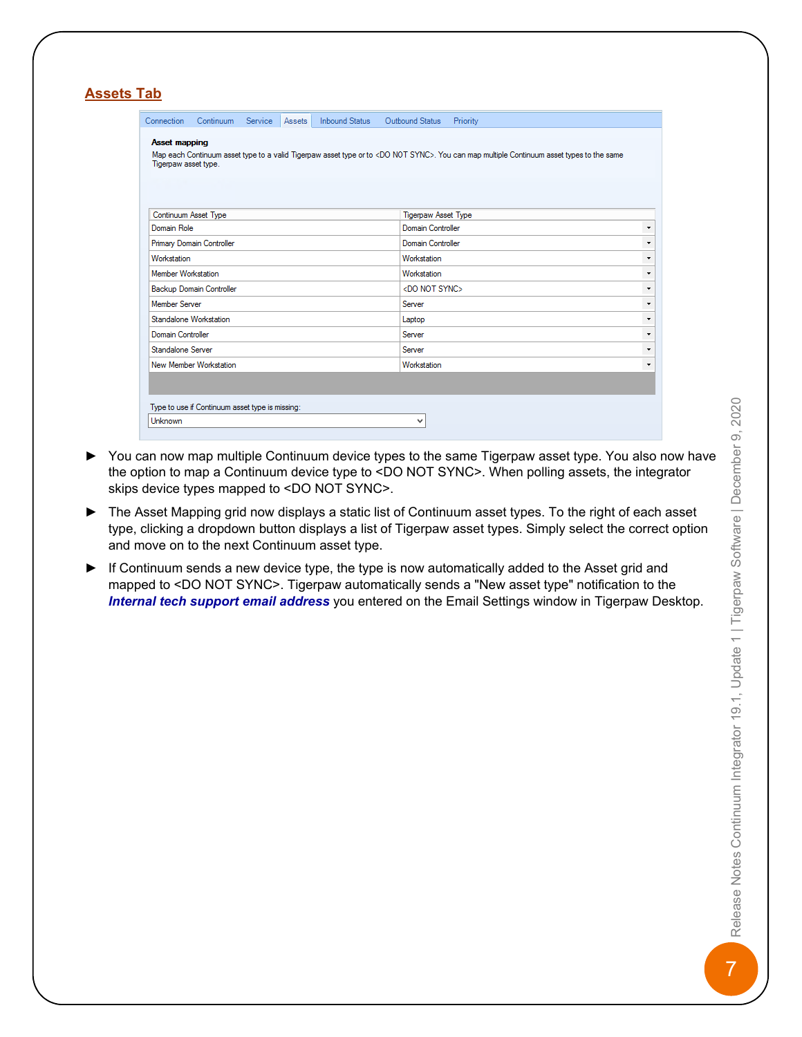## Assets Tab

Connection | Continuum | Service | Assets | Inbound Status | Outbound Status | Priority

**Asset mapping**

Map each Continuum asset type to a valid Tigerpaw asset type or to <DO NOT SYNC>. You can map multiple Continuum asset types to the same Tigerpaw asset type.

| Continuum Asset Type | Tigerpaw Asset Type |
|---|---|
| Domain Role | Domain Controller |
| Primary Domain Controller | Domain Controller |
| Workstation | Workstation |
| Member Workstation | Workstation |
| Backup Domain Controller | <DO NOT SYNC> |
| Member Server | Server |
| Standalone Workstation | Laptop |
| Domain Controller | Server |
| Standalone Server | Server |
| New Member Workstation | Workstation |

Type to use if Continuum asset type is missing:

Unknown

- You can now map multiple Continuum device types to the same Tigerpaw asset type. You also now have the option to map a Continuum device type to <DO NOT SYNC>. When polling assets, the integrator skips device types mapped to <DO NOT SYNC>.
- The Asset Mapping grid now displays a static list of Continuum asset types. To the right of each asset type, clicking a dropdown button displays a list of Tigerpaw asset types. Simply select the correct option and move on to the next Continuum asset type.
- If Continuum sends a new device type, the type is now automatically added to the Asset grid and mapped to <DO NOT SYNC>. Tigerpaw automatically sends a "New asset type" notification to the ***Internal tech support email address*** you entered on the Email Settings window in Tigerpaw Desktop.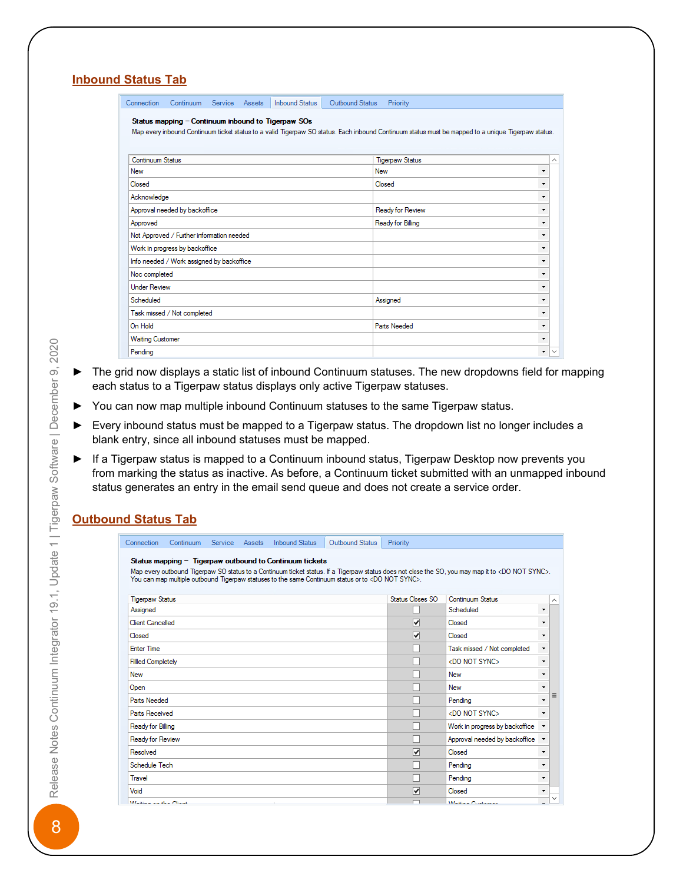## Inbound Status Tab

Connection | Continuum | Service | Assets | Inbound Status | Outbound Status | Priority

**Status mapping – Continuum inbound to Tigerpaw SOs**

Map every inbound Continuum ticket status to a valid Tigerpaw SO status. Each inbound Continuum status must be mapped to a unique Tigerpaw status.

| Continuum Status | Tigerpaw Status |
|---|---|
| New | New |
| Closed | Closed |
| Acknowledge | |
| Approval needed by backoffice | Ready for Review |
| Approved | Ready for Billing |
| Not Approved / Further information needed | |
| Work in progress by backoffice | |
| Info needed / Work assigned by backoffice | |
| Noc completed | |
| Under Review | |
| Scheduled | Assigned |
| Task missed / Not completed | |
| On Hold | Parts Needed |
| Waiting Customer | |
| Pending | |

- The grid now displays a static list of inbound Continuum statuses. The new dropdowns field for mapping each status to a Tigerpaw status displays only active Tigerpaw statuses.
- You can now map multiple inbound Continuum statuses to the same Tigerpaw status.
- Every inbound status must be mapped to a Tigerpaw status. The dropdown list no longer includes a blank entry, since all inbound statuses must be mapped.
- If a Tigerpaw status is mapped to a Continuum inbound status, Tigerpaw Desktop now prevents you from marking the status as inactive. As before, a Continuum ticket submitted with an unmapped inbound status generates an entry in the email send queue and does not create a service order.

## Outbound Status Tab

Connection | Continuum | Service | Assets | Inbound Status | Outbound Status | Priority

**Status mapping – Tigerpaw outbound to Continuum tickets**

Map every outbound Tigerpaw SO status to a Continuum ticket status. If a Tigerpaw status does not close the SO, you may map it to <DO NOT SYNC>. You can map multiple outbound Tigerpaw statuses to the same Continuum status or to <DO NOT SYNC>.

| Tigerpaw Status | Status Closes SO | Continuum Status |
|---|---|---|
| Assigned | ☐ | Scheduled |
| Client Cancelled | ☑ | Closed |
| Closed | ☑ | Closed |
| Enter Time | ☐ | Task missed / Not completed |
| Filled Completely | ☐ | <DO NOT SYNC> |
| New | ☐ | New |
| Open | ☐ | New |
| Parts Needed | ☐ | Pending |
| Parts Received | ☐ | <DO NOT SYNC> |
| Ready for Billing | ☐ | Work in progress by backoffice |
| Ready for Review | ☐ | Approval needed by backoffice |
| Resolved | ☑ | Closed |
| Schedule Tech | ☐ | Pending |
| Travel | ☐ | Pending |
| Void | ☑ | Closed |
| Waiting on the Client | ☐ | Waiting Customer |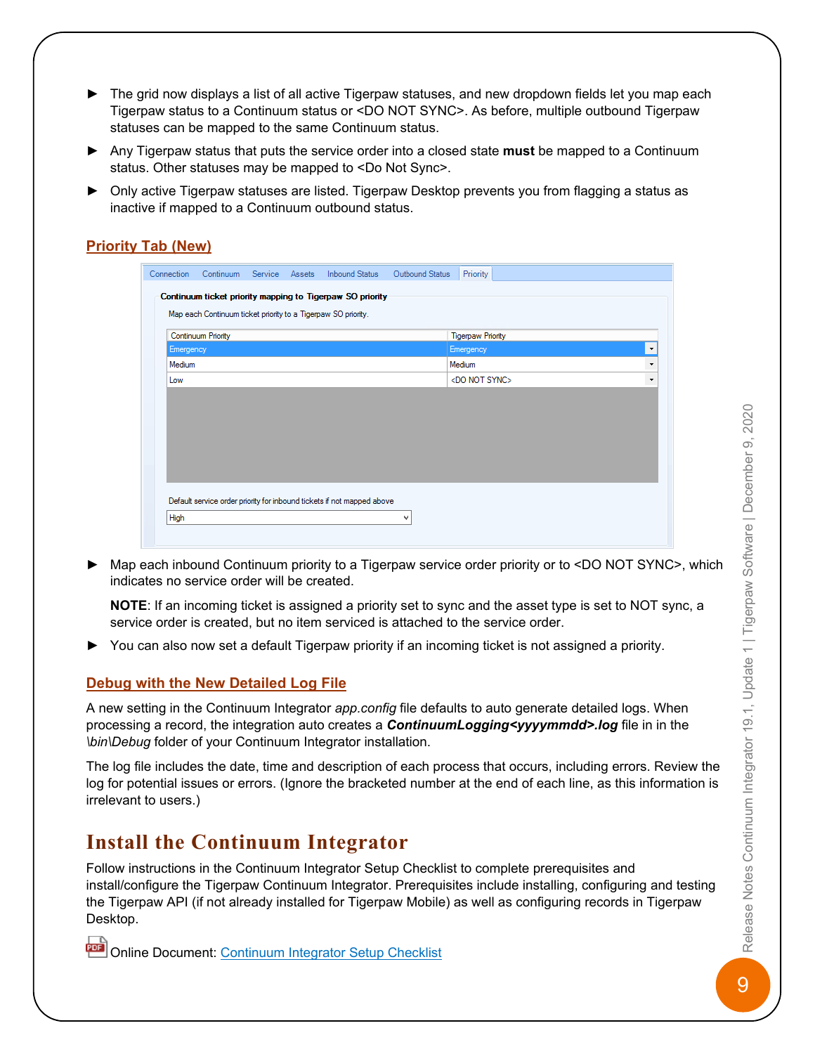- The grid now displays a list of all active Tigerpaw statuses, and new dropdown fields let you map each Tigerpaw status to a Continuum status or <DO NOT SYNC>. As before, multiple outbound Tigerpaw statuses can be mapped to the same Continuum status.
- Any Tigerpaw status that puts the service order into a closed state **must** be mapped to a Continuum status. Other statuses may be mapped to <Do Not Sync>.
- Only active Tigerpaw statuses are listed. Tigerpaw Desktop prevents you from flagging a status as inactive if mapped to a Continuum outbound status.

### Priority Tab (New)

Connection Continuum Service Assets Inbound Status Outbound Status Priority

**Continuum ticket priority mapping to Tigerpaw SO priority**

Map each Continuum ticket priority to a Tigerpaw SO priority.

| Continuum Priority | Tigerpaw Priority |
| --- | --- |
| Emergency | Emergency |
| Medium | Medium |
| Low | <DO NOT SYNC> |

Default service order priority for inbound tickets if not mapped above

High

- Map each inbound Continuum priority to a Tigerpaw service order priority or to <DO NOT SYNC>, which indicates no service order will be created.

  **NOTE**: If an incoming ticket is assigned a priority set to sync and the asset type is set to NOT sync, a service order is created, but no item serviced is attached to the service order.
- You can also now set a default Tigerpaw priority if an incoming ticket is not assigned a priority.

### Debug with the New Detailed Log File

A new setting in the Continuum Integrator *app.config* file defaults to auto generate detailed logs. When processing a record, the integration auto creates a ***ContinuumLogging<yyyymmdd>.log*** file in the *\bin\Debug* folder of your Continuum Integrator installation.

The log file includes the date, time and description of each process that occurs, including errors. Review the log for potential issues or errors. (Ignore the bracketed number at the end of each line, as this information is irrelevant to users.)

## Install the Continuum Integrator

Follow instructions in the Continuum Integrator Setup Checklist to complete prerequisites and install/configure the Tigerpaw Continuum Integrator. Prerequisites include installing, configuring and testing the Tigerpaw API (if not already installed for Tigerpaw Mobile) as well as configuring records in Tigerpaw Desktop.

Online Document: [Continuum Integrator Setup Checklist]